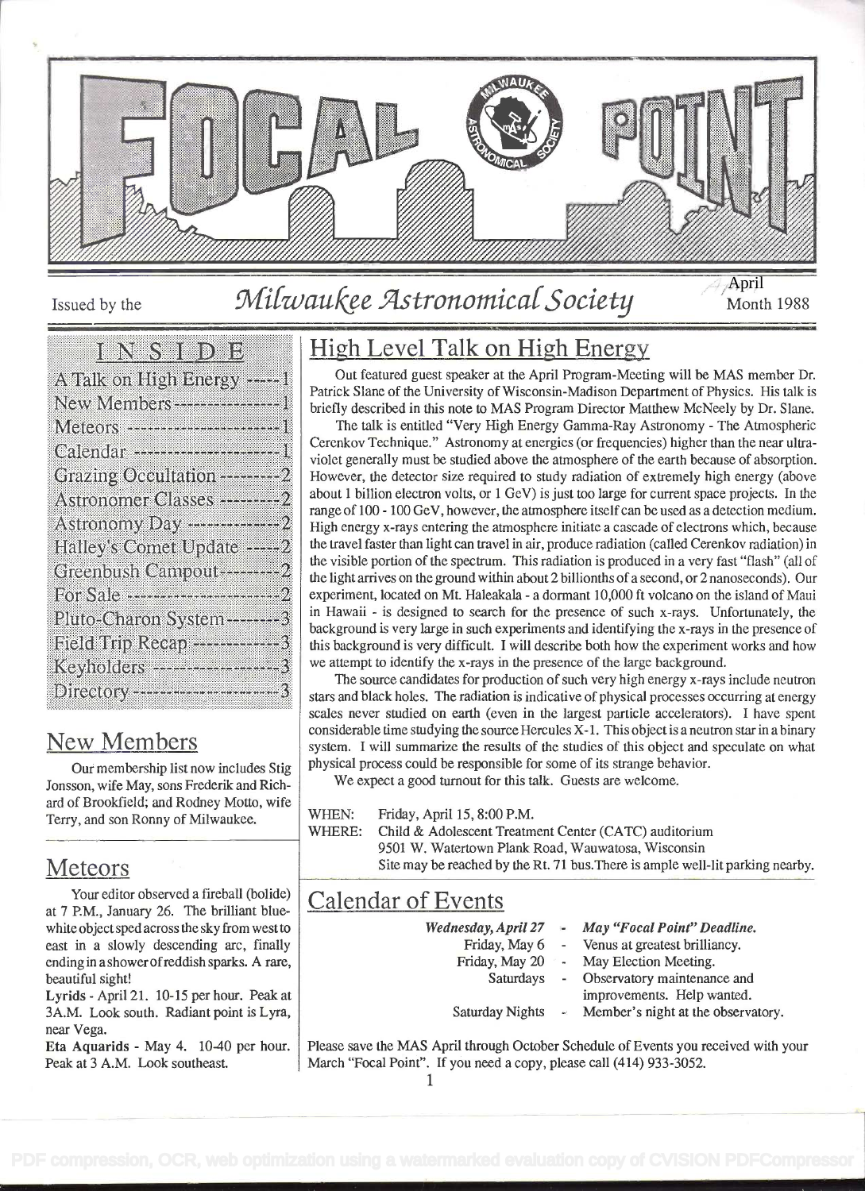# FOCAL POINT

Issued by the *Milwaukee Astronomical Society* April Month 1988

## INSIDE

- A Talk on High Energy ----- 1
- New Members ----- 1
- Meteors ----- 1
- Calendar ----- 1
- Grazing Occultation ----- 2
- Astronomer Classes ----- 2
- Astronomy Day ----- 2
- Halley's Comet Update ----- 2
- Greenbush Campout ----- 2
- For Sale ----- 2
- Pluto-Charon System ----- 3
- Field Trip Recap ----- 3
- Keyholders ----- 3
- Directory ----- 3

## New Members

Our membership list now includes Stig Jonsson, wife May, sons Frederik and Richard of Brookfield; and Rodney Motto, wife Terry, and son Ronny of Milwaukee.

## Meteors

Your editor observed a fireball (bolide) at 7 P.M., January 26. The brilliant blue-white object sped across the sky from west to east in a slowly descending arc, finally ending in a shower of reddish sparks. A rare, beautiful sight!

**Lyrids** - April 21. 10-15 per hour. Peak at 3A.M. Look south. Radiant point is Lyra, near Vega.

**Eta Aquarids** - May 4. 10-40 per hour. Peak at 3 A.M. Look southeast.

## High Level Talk on High Energy

Out featured guest speaker at the April Program-Meeting will be MAS member Dr. Patrick Slane of the University of Wisconsin-Madison Department of Physics. His talk is briefly described in this note to MAS Program Director Matthew McNeely by Dr. Slane.

The talk is entitled "Very High Energy Gamma-Ray Astronomy - The Atmospheric Cerenkov Technique." Astronomy at energies (or frequencies) higher than the near ultraviolet generally must be studied above the atmosphere of the earth because of absorption. However, the detector size required to study radiation of extremely high energy (above about 1 billion electron volts, or 1 GeV) is just too large for current space projects. In the range of 100 - 100 GeV, however, the atmosphere itself can be used as a detection medium. High energy x-rays entering the atmosphere initiate a cascade of electrons which, because the travel faster than light can travel in air, produce radiation (called Cerenkov radiation) in the visible portion of the spectrum. This radiation is produced in a very fast "flash" (all of the light arrives on the ground within about 2 billionths of a second, or 2 nanoseconds). Our experiment, located on Mt. Haleakala - a dormant 10,000 ft volcano on the island of Maui in Hawaii - is designed to search for the presence of such x-rays. Unfortunately, the background is very large in such experiments and identifying the x-rays in the presence of this background is very difficult. I will describe both how the experiment works and how we attempt to identify the x-rays in the presence of the large background.

The source candidates for production of such very high energy x-rays include neutron stars and black holes. The radiation is indicative of physical processes occurring at energy scales never studied on earth (even in the largest particle accelerators). I have spent considerable time studying the source Hercules X-1. This object is a neutron star in a binary system. I will summarize the results of the studies of this object and speculate on what physical process could be responsible for some of its strange behavior.

We expect a good turnout for this talk. Guests are welcome.

WHEN: Friday, April 15, 8:00 P.M.
WHERE: Child & Adolescent Treatment Center (CATC) auditorium
9501 W. Watertown Plank Road, Wauwatosa, Wisconsin
Site may be reached by the Rt. 71 bus. There is ample well-lit parking nearby.

## Calendar of Events

| | | |
|---|---|---|
| *Wednesday, April 27* | - | ***May "Focal Point" Deadline.*** |
| Friday, May 6 | - | Venus at greatest brilliancy. |
| Friday, May 20 | - | May Election Meeting. |
| Saturdays | - | Observatory maintenance and improvements. Help wanted. |
| Saturday Nights | - | Member's night at the observatory. |

Please save the MAS April through October Schedule of Events you received with your March "Focal Point". If you need a copy, please call (414) 933-3052.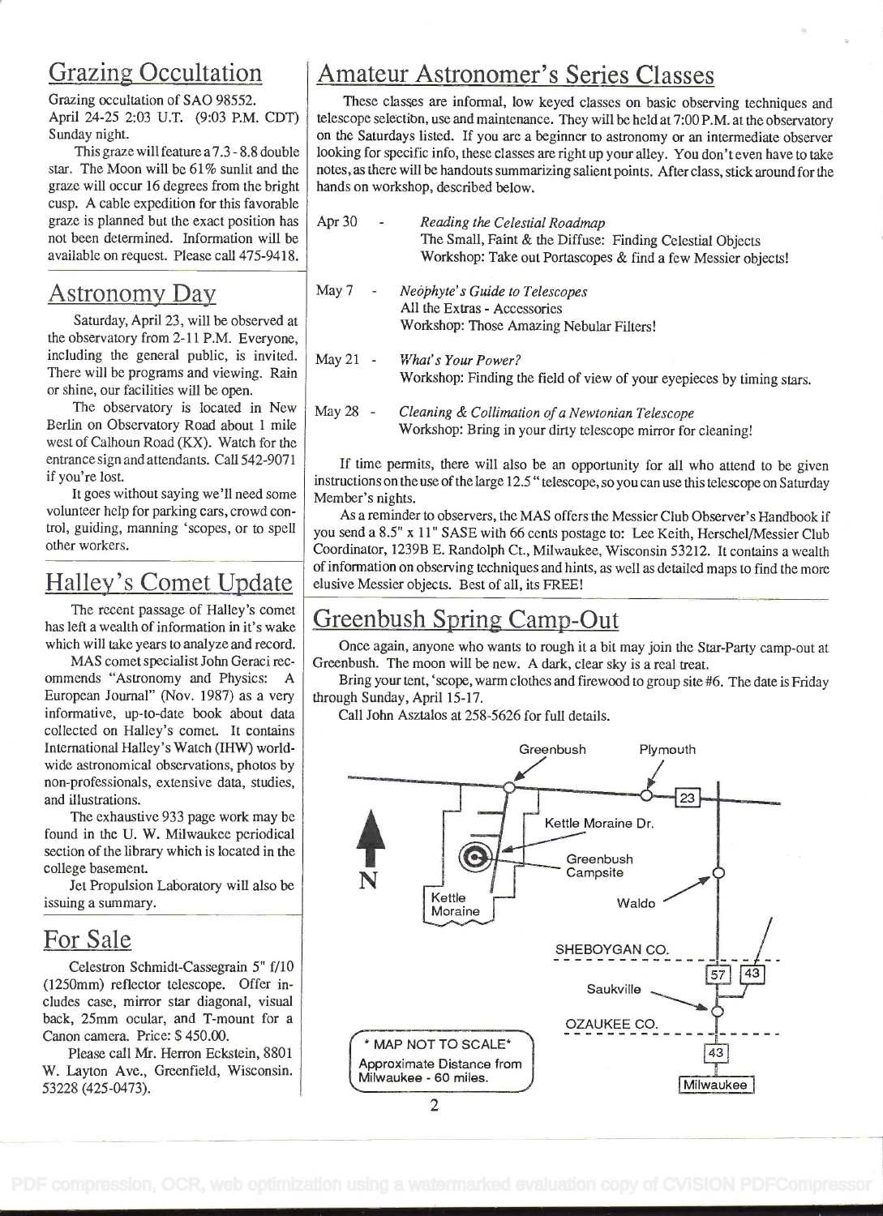## Grazing Occultation

Grazing occultation of SAO 98552.
April 24-25 2:03 U.T. (9:03 P.M. CDT) Sunday night.

This graze will feature a 7.3 - 8.8 double star. The Moon will be 61% sunlit and the graze will occur 16 degrees from the bright cusp. A cable expedition for this favorable graze is planned but the exact position has not been determined. Information will be available on request. Please call 475-9418.

## Astronomy Day

Saturday, April 23, will be observed at the observatory from 2-11 P.M. Everyone, including the general public, is invited. There will be programs and viewing. Rain or shine, our facilities will be open.

The observatory is located in New Berlin on Observatory Road about 1 mile west of Calhoun Road (KX). Watch for the entrance sign and attendants. Call 542-9071 if you're lost.

It goes without saying we'll need some volunteer help for parking cars, crowd control, guiding, manning 'scopes, or to spell other workers.

## Halley's Comet Update

The recent passage of Halley's comet has left a wealth of information in it's wake which will take years to analyze and record.

MAS comet specialist John Geraci recommends "Astronomy and Physics: A European Journal" (Nov. 1987) as a very informative, up-to-date book about data collected on Halley's comet. It contains International Halley's Watch (IHW) worldwide astronomical observations, photos by non-professionals, extensive data, studies, and illustrations.

The exhaustive 933 page work may be found in the U. W. Milwaukee periodical section of the library which is located in the college basement.

Jet Propulsion Laboratory will also be issuing a summary.

## For Sale

Celestron Schmidt-Cassegrain 5" f/10 (1250mm) reflector telescope. Offer includes case, mirror star diagonal, visual back, 25mm ocular, and T-mount for a Canon camera. Price: $ 450.00.

Please call Mr. Herron Eckstein, 8801 W. Layton Ave., Greenfield, Wisconsin. 53228 (425-0473).

## Amateur Astronomer's Series Classes

These classes are informal, low keyed classes on basic observing techniques and telescope selection, use and maintenance. They will be held at 7:00 P.M. at the observatory on the Saturdays listed. If you are a beginner to astronomy or an intermediate observer looking for specific info, these classes are right up your alley. You don't even have to take notes, as there will be handouts summarizing salient points. After class, stick around for the hands on workshop, described below.

Apr 30 - *Reading the Celestial Roadmap*
The Small, Faint & the Diffuse: Finding Celestial Objects
Workshop: Take out Portascopes & find a few Messier objects!

May 7 - *Neophyte's Guide to Telescopes*
All the Extras - Accessories
Workshop: Those Amazing Nebular Filters!

May 21 - *What's Your Power?*
Workshop: Finding the field of view of your eyepieces by timing stars.

May 28 - *Cleaning & Collimation of a Newtonian Telescope*
Workshop: Bring in your dirty telescope mirror for cleaning!

If time permits, there will also be an opportunity for all who attend to be given instructions on the use of the large 12.5 " telescope, so you can use this telescope on Saturday Member's nights.

As a reminder to observers, the MAS offers the Messier Club Observer's Handbook if you send a 8.5" x 11" SASE with 66 cents postage to: Lee Keith, Herschel/Messier Club Coordinator, 1239B E. Randolph Ct., Milwaukee, Wisconsin 53212. It contains a wealth of information on observing techniques and hints, as well as detailed maps to find the more elusive Messier objects. Best of all, its FREE!

## Greenbush Spring Camp-Out

Once again, anyone who wants to rough it a bit may join the Star-Party camp-out at Greenbush. The moon will be new. A dark, clear sky is a real treat.

Bring your tent, 'scope, warm clothes and firewood to group site #6. The date is Friday through Sunday, April 15-17.

Call John Asztalos at 258-5626 for full details.

Greenbush — Plymouth — 23 — Kettle Moraine Dr. — Greenbush Campsite — N — Kettle Moraine — Waldo — SHEBOYGAN CO. — 57 — 43 — Saukville — OZAUKEE CO. — 43 — Milwaukee

\* MAP NOT TO SCALE\*
Approximate Distance from Milwaukee - 60 miles.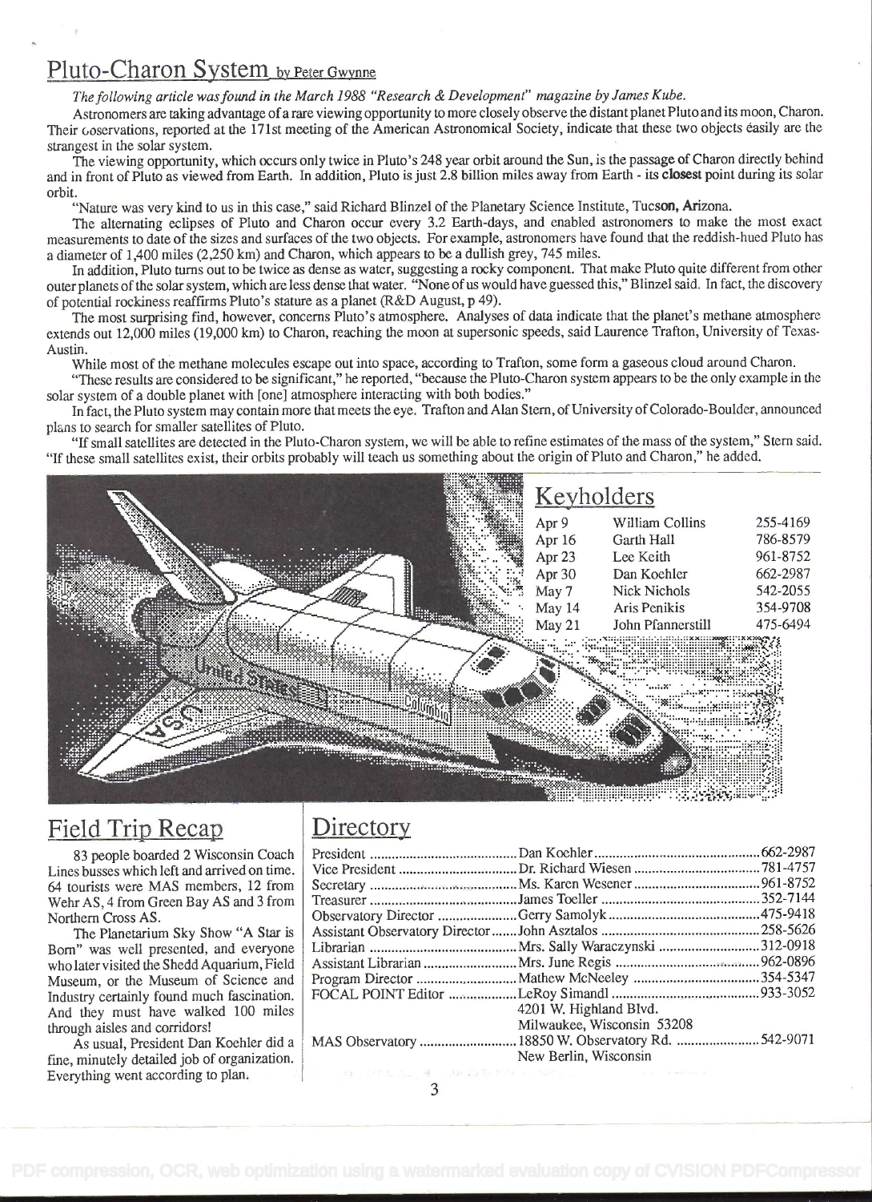## Pluto-Charon System by Peter Gwynne

*The following article was found in the March 1988 "Research & Development" magazine by James Kube.*

Astronomers are taking advantage of a rare viewing opportunity to more closely observe the distant planet Pluto and its moon, Charon. Their observations, reported at the 171st meeting of the American Astronomical Society, indicate that these two objects easily are the strangest in the solar system.

The viewing opportunity, which occurs only twice in Pluto's 248 year orbit around the Sun, is the passage of Charon directly behind and in front of Pluto as viewed from Earth. In addition, Pluto is just 2.8 billion miles away from Earth - its **closest** point during its solar orbit.

"Nature was very kind to us in this case," said Richard Blinzel of the Planetary Science Institute, Tucson, Arizona.

The alternating eclipses of Pluto and Charon occur every 3.2 Earth-days, and enabled astronomers to make the most exact measurements to date of the sizes and surfaces of the two objects. For example, astronomers have found that the reddish-hued Pluto has a diameter of 1,400 miles (2,250 km) and Charon, which appears to be a dullish grey, 745 miles.

In addition, Pluto turns out to be twice as dense as water, suggesting a rocky component. That make Pluto quite different from other outer planets of the solar system, which are less dense that water. "None of us would have guessed this," Blinzel said. In fact, the discovery of potential rockiness reaffirms Pluto's stature as a planet (R&D August, p 49).

The most surprising find, however, concerns Pluto's atmosphere. Analyses of data indicate that the planet's methane atmosphere extends out 12,000 miles (19,000 km) to Charon, reaching the moon at supersonic speeds, said Laurence Trafton, University of Texas-Austin.

While most of the methane molecules escape out into space, according to Trafton, some form a gaseous cloud around Charon.

"These results are considered to be significant," he reported, "because the Pluto-Charon system appears to be the only example in the solar system of a double planet with [one] atmosphere interacting with both bodies."

In fact, the Pluto system may contain more that meets the eye. Trafton and Alan Stern, of University of Colorado-Boulder, announced plans to search for smaller satellites of Pluto.

"If small satellites are detected in the Pluto-Charon system, we will be able to refine estimates of the mass of the system," Stern said. "If these small satellites exist, their orbits probably will teach us something about the origin of Pluto and Charon," he added.

## Keyholders

| | | |
|---|---|---|
| Apr 9 | William Collins | 255-4169 |
| Apr 16 | Garth Hall | 786-8579 |
| Apr 23 | Lee Keith | 961-8752 |
| Apr 30 | Dan Koehler | 662-2987 |
| May 7 | Nick Nichols | 542-2055 |
| May 14 | Aris Penikis | 354-9708 |
| May 21 | John Pfannerstill | 475-6494 |

## Field Trip Recap

83 people boarded 2 Wisconsin Coach Lines busses which left and arrived on time. 64 tourists were MAS members, 12 from Wehr AS, 4 from Green Bay AS and 3 from Northern Cross AS.

The Planetarium Sky Show "A Star is Born" was well presented, and everyone who later visited the Shedd Aquarium, Field Museum, or the Museum of Science and Industry certainly found much fascination. And they must have walked 100 miles through aisles and corridors!

As usual, President Dan Koehler did a fine, minutely detailed job of organization. Everything went according to plan.

## Directory

| | | |
|---|---|---|
| President | Dan Koehler | 662-2987 |
| Vice President | Dr. Richard Wiesen | 781-4757 |
| Secretary | Ms. Karen Wesener | 961-8752 |
| Treasurer | James Toeller | 352-7144 |
| Observatory Director | Gerry Samolyk | 475-9418 |
| Assistant Observatory Director | John Asztalos | 258-5626 |
| Librarian | Mrs. Sally Waraczynski | 312-0918 |
| Assistant Librarian | Mrs. June Regis | 962-0896 |
| Program Director | Mathew McNeeley | 354-5347 |
| FOCAL POINT Editor | LeRoy Simandl<br>4201 W. Highland Blvd.<br>Milwaukee, Wisconsin 53208 | 933-3052 |
| MAS Observatory | 18850 W. Observatory Rd.<br>New Berlin, Wisconsin | 542-9071 |